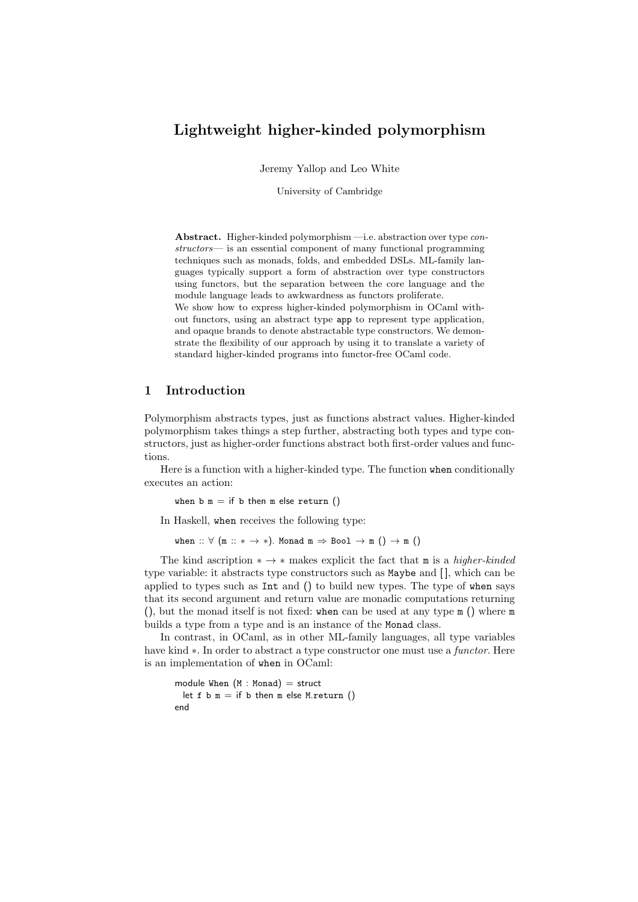# Lightweight higher-kinded polymorphism

Jeremy Yallop and Leo White

University of Cambridge

**Abstract.** Higher-kinded polymorphism —i.e. abstraction over type *constructors*— is an essential component of many functional programming techniques such as monads, folds, and embedded DSLs. ML-family languages typically support a form of abstraction over type constructors using functors, but the separation between the core language and the module language leads to awkwardness as functors proliferate.
We show how to express higher-kinded polymorphism in OCaml without functors, using an abstract type `app` to represent type application, and opaque brands to denote abstractable type constructors. We demonstrate the flexibility of our approach by using it to translate a variety of standard higher-kinded programs into functor-free OCaml code.

## 1 Introduction

Polymorphism abstracts types, just as functions abstract values. Higher-kinded polymorphism takes things a step further, abstracting both types and type constructors, just as higher-order functions abstract both first-order values and functions.

Here is a function with a higher-kinded type. The function `when` conditionally executes an action:

```
when b m = if b then m else return ()
```

In Haskell, `when` receives the following type:

```
when :: ∀ (m :: ∗ → ∗). Monad m ⇒ Bool → m () → m ()
```

The kind ascription $* \to *$ makes explicit the fact that `m` is a *higher-kinded* type variable: it abstracts type constructors such as `Maybe` and `[]`, which can be applied to types such as `Int` and `()` to build new types. The type of `when` says that its second argument and return value are monadic computations returning `()`, but the monad itself is not fixed: `when` can be used at any type `m ()` where `m` builds a type from a type and is an instance of the `Monad` class.

In contrast, in OCaml, as in other ML-family languages, all type variables have kind $*$. In order to abstract a type constructor one must use a *functor*. Here is an implementation of `when` in OCaml:

```
module When (M : Monad) = struct
  let f b m = if b then m else M.return ()
end
```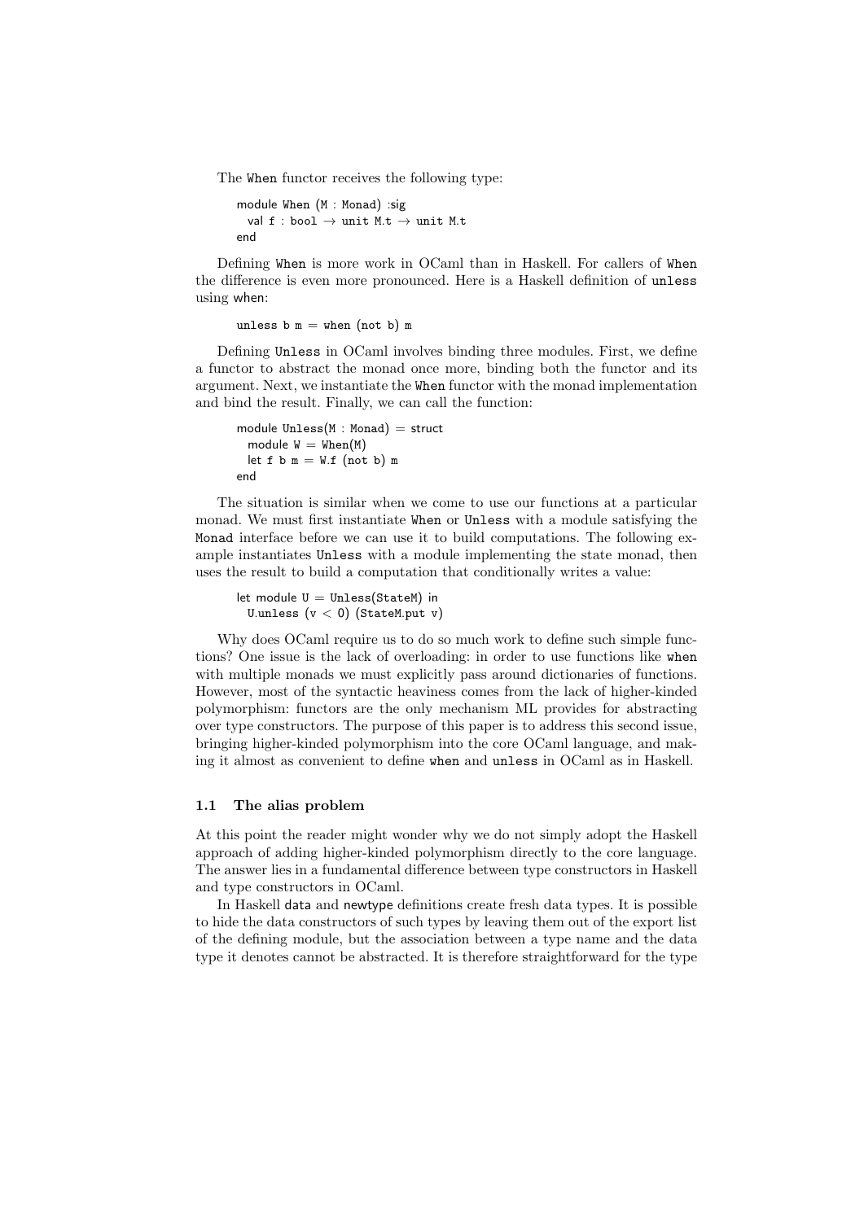The `When` functor receives the following type:

```
module When (M : Monad) :sig
  val f : bool → unit M.t → unit M.t
end
```

Defining `When` is more work in OCaml than in Haskell. For callers of `When` the difference is even more pronounced. Here is a Haskell definition of `unless` using `when`:

```
unless b m = when (not b) m
```

Defining `Unless` in OCaml involves binding three modules. First, we define a functor to abstract the monad once more, binding both the functor and its argument. Next, we instantiate the `When` functor with the monad implementation and bind the result. Finally, we can call the function:

```
module Unless(M : Monad) = struct
  module W = When(M)
  let f b m = W.f (not b) m
end
```

The situation is similar when we come to use our functions at a particular monad. We must first instantiate `When` or `Unless` with a module satisfying the `Monad` interface before we can use it to build computations. The following example instantiates `Unless` with a module implementing the state monad, then uses the result to build a computation that conditionally writes a value:

```
let module U = Unless(StateM) in
  U.unless (v < 0) (StateM.put v)
```

Why does OCaml require us to do so much work to define such simple functions? One issue is the lack of overloading: in order to use functions like `when` with multiple monads we must explicitly pass around dictionaries of functions. However, most of the syntactic heaviness comes from the lack of higher-kinded polymorphism: functors are the only mechanism ML provides for abstracting over type constructors. The purpose of this paper is to address this second issue, bringing higher-kinded polymorphism into the core OCaml language, and making it almost as convenient to define `when` and `unless` in OCaml as in Haskell.

### 1.1 The alias problem

At this point the reader might wonder why we do not simply adopt the Haskell approach of adding higher-kinded polymorphism directly to the core language. The answer lies in a fundamental difference between type constructors in Haskell and type constructors in OCaml.

In Haskell data and newtype definitions create fresh data types. It is possible to hide the data constructors of such types by leaving them out of the export list of the defining module, but the association between a type name and the data type it denotes cannot be abstracted. It is therefore straightforward for the type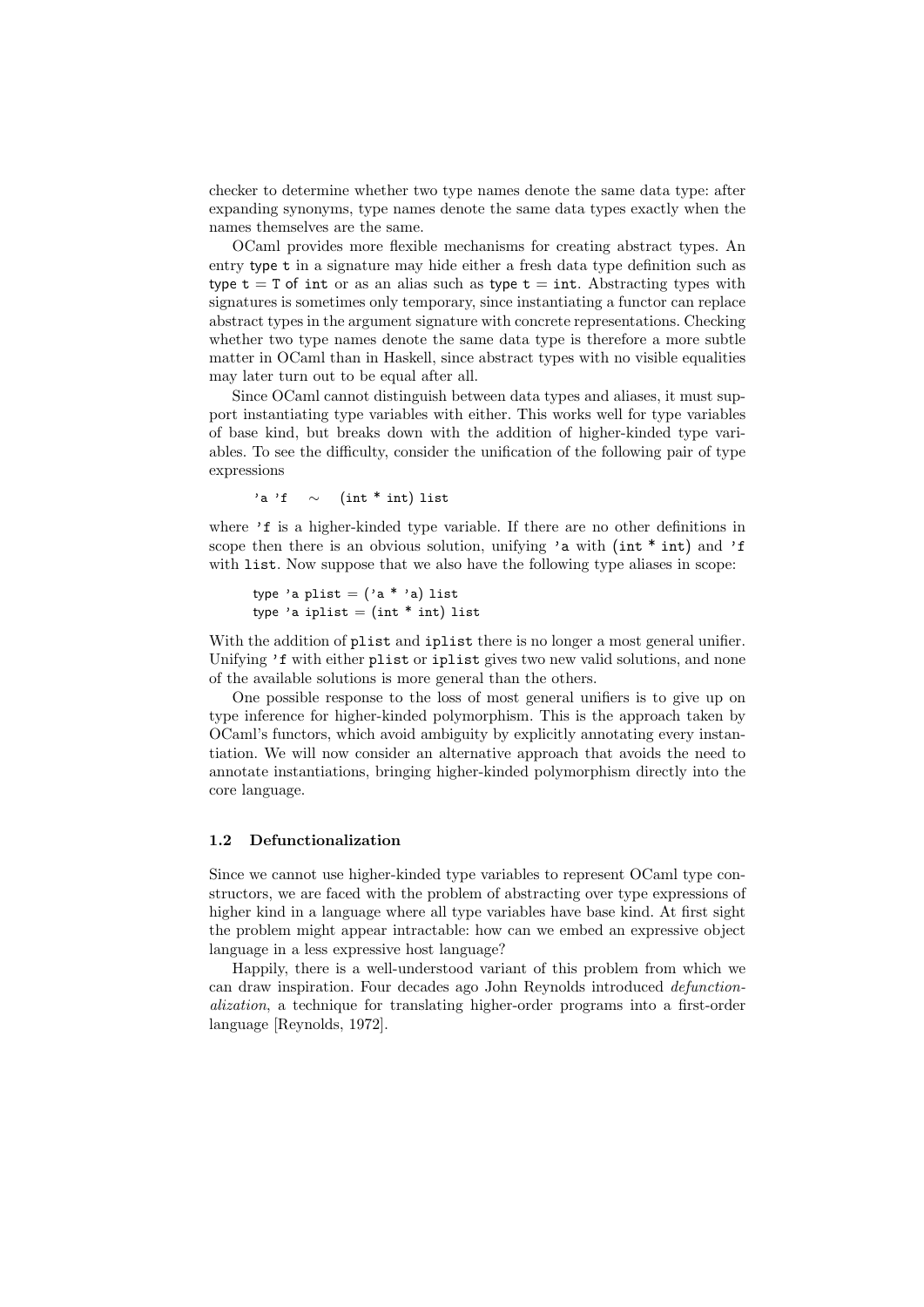checker to determine whether two type names denote the same data type: after expanding synonyms, type names denote the same data types exactly when the names themselves are the same.

OCaml provides more flexible mechanisms for creating abstract types. An entry `type t` in a signature may hide either a fresh data type definition such as `type t = T of int` or as an alias such as `type t = int`. Abstracting types with signatures is sometimes only temporary, since instantiating a functor can replace abstract types in the argument signature with concrete representations. Checking whether two type names denote the same data type is therefore a more subtle matter in OCaml than in Haskell, since abstract types with no visible equalities may later turn out to be equal after all.

Since OCaml cannot distinguish between data types and aliases, it must support instantiating type variables with either. This works well for type variables of base kind, but breaks down with the addition of higher-kinded type variables. To see the difficulty, consider the unification of the following pair of type expressions

```
'a 'f   ∼   (int * int) list
```

where `'f` is a higher-kinded type variable. If there are no other definitions in scope then there is an obvious solution, unifying `'a` with `(int * int)` and `'f` with `list`. Now suppose that we also have the following type aliases in scope:

```
type 'a plist = ('a * 'a) list
type 'a iplist = (int * int) list
```

With the addition of `plist` and `iplist` there is no longer a most general unifier. Unifying `'f` with either `plist` or `iplist` gives two new valid solutions, and none of the available solutions is more general than the others.

One possible response to the loss of most general unifiers is to give up on type inference for higher-kinded polymorphism. This is the approach taken by OCaml's functors, which avoid ambiguity by explicitly annotating every instantiation. We will now consider an alternative approach that avoids the need to annotate instantiations, bringing higher-kinded polymorphism directly into the core language.

### 1.2 Defunctionalization

Since we cannot use higher-kinded type variables to represent OCaml type constructors, we are faced with the problem of abstracting over type expressions of higher kind in a language where all type variables have base kind. At first sight the problem might appear intractable: how can we embed an expressive object language in a less expressive host language?

Happily, there is a well-understood variant of this problem from which we can draw inspiration. Four decades ago John Reynolds introduced *defunctionalization*, a technique for translating higher-order programs into a first-order language [Reynolds, 1972].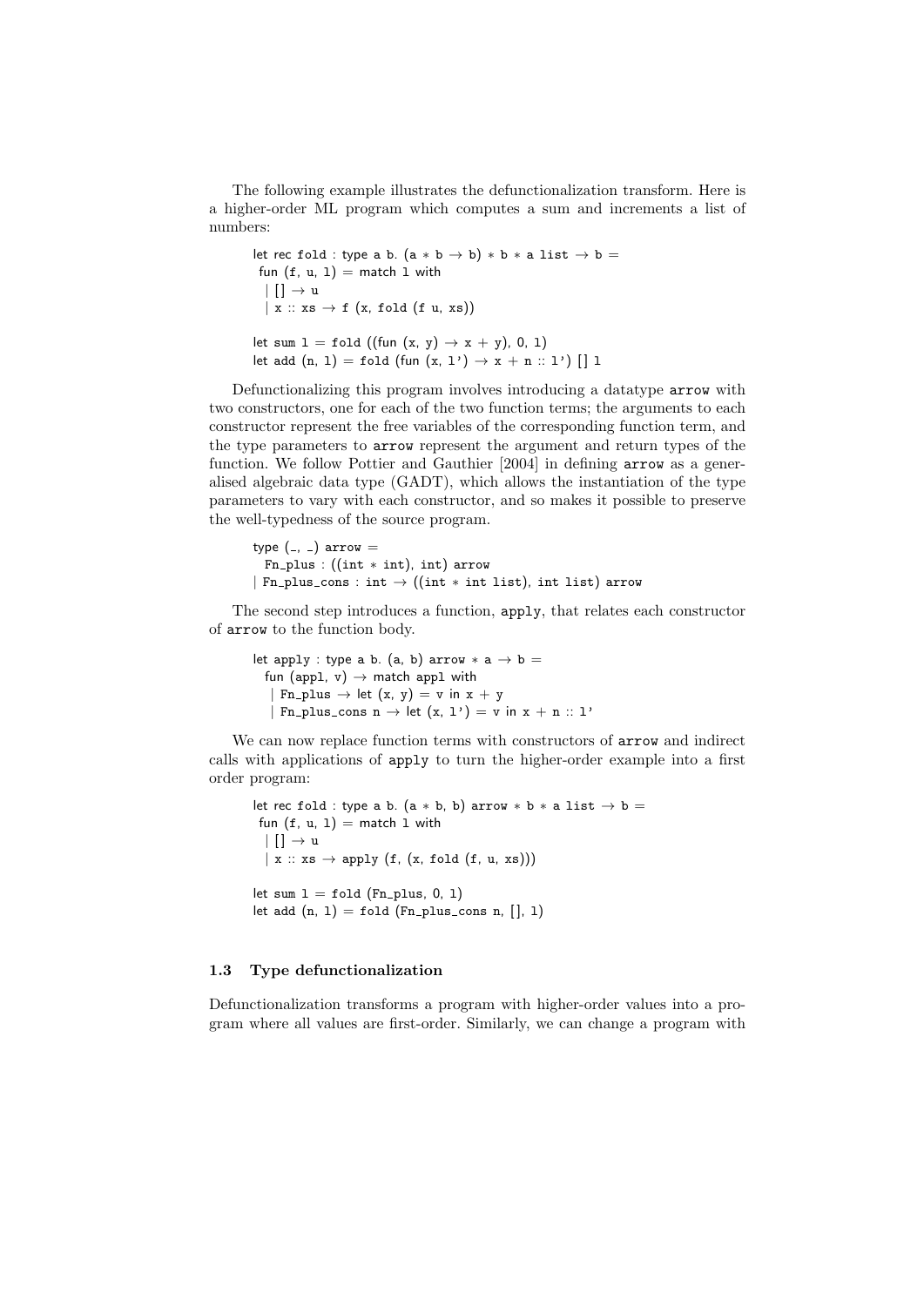The following example illustrates the defunctionalization transform. Here is a higher-order ML program which computes a sum and increments a list of numbers:

```
let rec fold : type a b. (a * b → b) * b * a list → b =
 fun (f, u, l) = match l with
   | [] → u
   | x :: xs → f (x, fold (f u, xs))

let sum l = fold ((fun (x, y) → x + y), 0, l)
let add (n, l) = fold (fun (x, l') → x + n :: l') [] l
```

Defunctionalizing this program involves introducing a datatype arrow with two constructors, one for each of the two function terms; the arguments to each constructor represent the free variables of the corresponding function term, and the type parameters to arrow represent the argument and return types of the function. We follow Pottier and Gauthier [2004] in defining arrow as a generalised algebraic data type (GADT), which allows the instantiation of the type parameters to vary with each constructor, and so makes it possible to preserve the well-typedness of the source program.

```
type (_, _) arrow =
  Fn_plus : ((int * int), int) arrow
| Fn_plus_cons : int → ((int * int list), int list) arrow
```

The second step introduces a function, apply, that relates each constructor of arrow to the function body.

```
let apply : type a b. (a, b) arrow * a → b =
  fun (appl, v) → match appl with
   | Fn_plus → let (x, y) = v in x + y
   | Fn_plus_cons n → let (x, l') = v in x + n :: l'
```

We can now replace function terms with constructors of arrow and indirect calls with applications of apply to turn the higher-order example into a first order program:

```
let rec fold : type a b. (a * b, b) arrow * b * a list → b =
 fun (f, u, l) = match l with
   | [] → u
   | x :: xs → apply (f, (x, fold (f, u, xs)))

let sum l = fold (Fn_plus, 0, l)
let add (n, l) = fold (Fn_plus_cons n, [], l)
```

### 1.3 Type defunctionalization

Defunctionalization transforms a program with higher-order values into a program where all values are first-order. Similarly, we can change a program with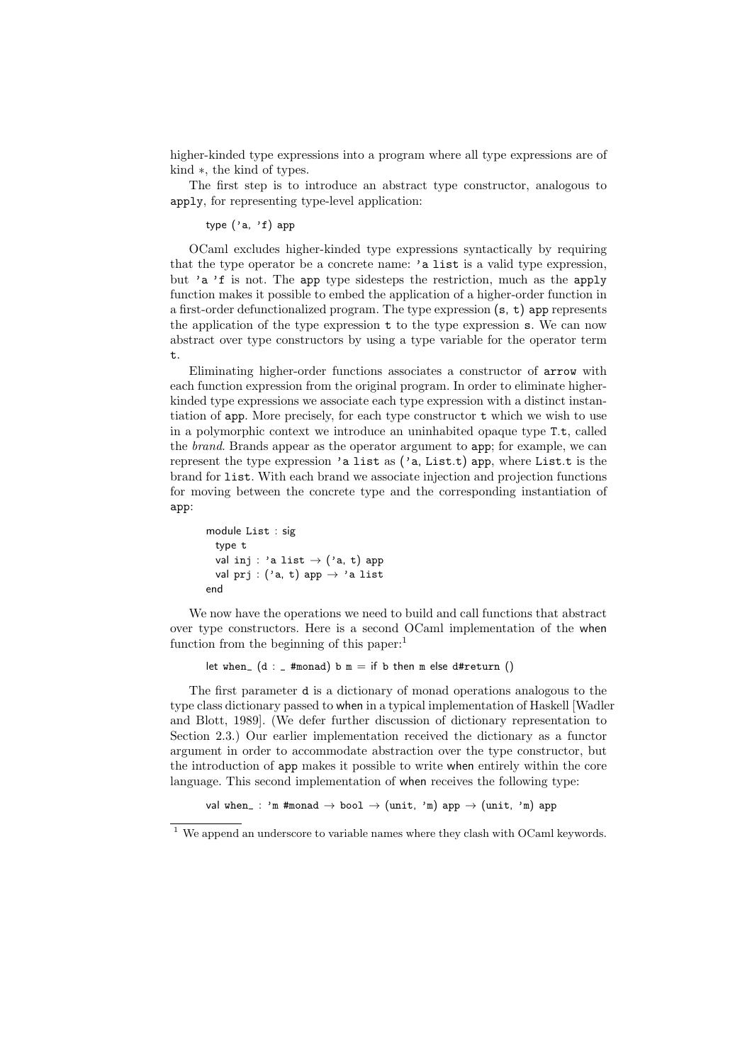higher-kinded type expressions into a program where all type expressions are of kind $*$, the kind of types.

The first step is to introduce an abstract type constructor, analogous to `apply`, for representing type-level application:

```
type ('a, 'f) app
```

OCaml excludes higher-kinded type expressions syntactically by requiring that the type operator be a concrete name: `'a list` is a valid type expression, but `'a 'f` is not. The `app` type sidesteps the restriction, much as the `apply` function makes it possible to embed the application of a higher-order function in a first-order defunctionalized program. The type expression `(s, t) app` represents the application of the type expression `t` to the type expression `s`. We can now abstract over type constructors by using a type variable for the operator term `t`.

Eliminating higher-order functions associates a constructor of `arrow` with each function expression from the original program. In order to eliminate higher-kinded type expressions we associate each type expression with a distinct instantiation of `app`. More precisely, for each type constructor `t` which we wish to use in a polymorphic context we introduce an uninhabited opaque type `T.t`, called the *brand*. Brands appear as the operator argument to `app`; for example, we can represent the type expression `'a list` as `('a, List.t) app`, where `List.t` is the brand for `list`. With each brand we associate injection and projection functions for moving between the concrete type and the corresponding instantiation of `app`:

```
module List : sig
  type t
  val inj : 'a list → ('a, t) app
  val prj : ('a, t) app → 'a list
end
```

We now have the operations we need to build and call functions that abstract over type constructors. Here is a second OCaml implementation of the `when` function from the beginning of this paper:[1]

```
let when_ (d : _ #monad) b m = if b then m else d#return ()
```

The first parameter `d` is a dictionary of monad operations analogous to the type class dictionary passed to `when` in a typical implementation of Haskell [Wadler and Blott, 1989]. (We defer further discussion of dictionary representation to Section 2.3.) Our earlier implementation received the dictionary as a functor argument in order to accommodate abstraction over the type constructor, but the introduction of `app` makes it possible to write `when` entirely within the core language. This second implementation of `when` receives the following type:

```
val when_ : 'm #monad → bool → (unit, 'm) app → (unit, 'm) app
```

[1] We append an underscore to variable names where they clash with OCaml keywords.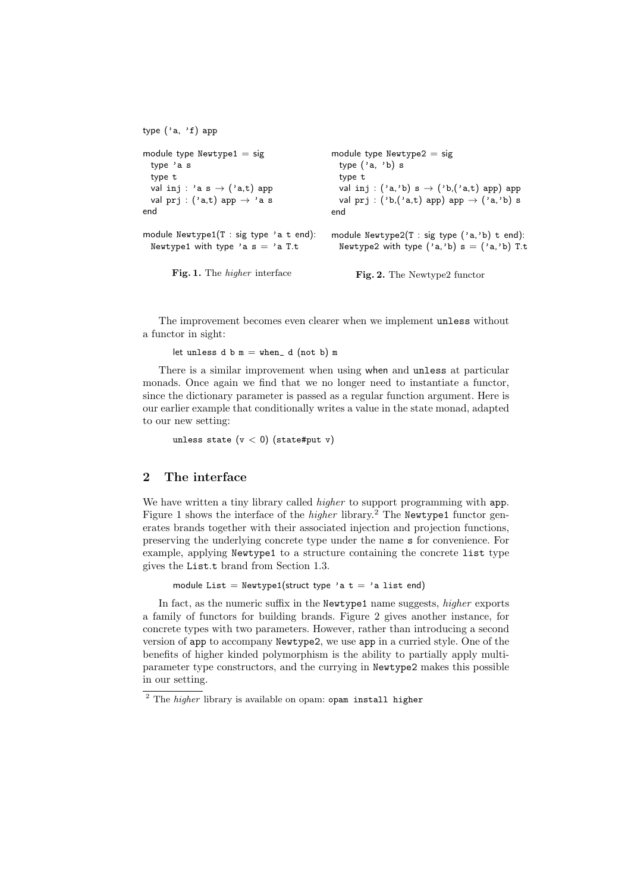```
type ('a, 'f) app

module type Newtype1 = sig
  type 'a s
  type t
  val inj : 'a s → ('a,t) app
  val prj : ('a,t) app → 'a s
end

module Newtype1(T : sig type 'a t end):
  Newtype1 with type 'a s = 'a T.t
```

**Fig. 1.** The *higher* interface

```
module type Newtype2 = sig
  type ('a, 'b) s
  type t
  val inj : ('a,'b) s → ('b,('a,t) app) app
  val prj : ('b,('a,t) app) app → ('a,'b) s
end

module Newtype2(T : sig type ('a,'b) t end):
  Newtype2 with type ('a,'b) s = ('a,'b) T.t
```

**Fig. 2.** The Newtype2 functor

The improvement becomes even clearer when we implement `unless` without a functor in sight:

```
let unless d b m = when_ d (not b) m
```

There is a similar improvement when using `when` and `unless` at particular monads. Once again we find that we no longer need to instantiate a functor, since the dictionary parameter is passed as a regular function argument. Here is our earlier example that conditionally writes a value in the state monad, adapted to our new setting:

```
unless state (v < 0) (state#put v)
```

## 2 The interface

We have written a tiny library called *higher* to support programming with `app`. Figure 1 shows the interface of the *higher* library.[2] The `Newtype1` functor generates brands together with their associated injection and projection functions, preserving the underlying concrete type under the name `s` for convenience. For example, applying `Newtype1` to a structure containing the concrete `list` type gives the `List.t` brand from Section 1.3.

```
module List = Newtype1(struct type 'a t = 'a list end)
```

In fact, as the numeric suffix in the `Newtype1` name suggests, *higher* exports a family of functors for building brands. Figure 2 gives another instance, for concrete types with two parameters. However, rather than introducing a second version of `app` to accompany `Newtype2`, we use `app` in a curried style. One of the benefits of higher kinded polymorphism is the ability to partially apply multi-parameter type constructors, and the currying in `Newtype2` makes this possible in our setting.

[2] The *higher* library is available on opam: `opam install higher`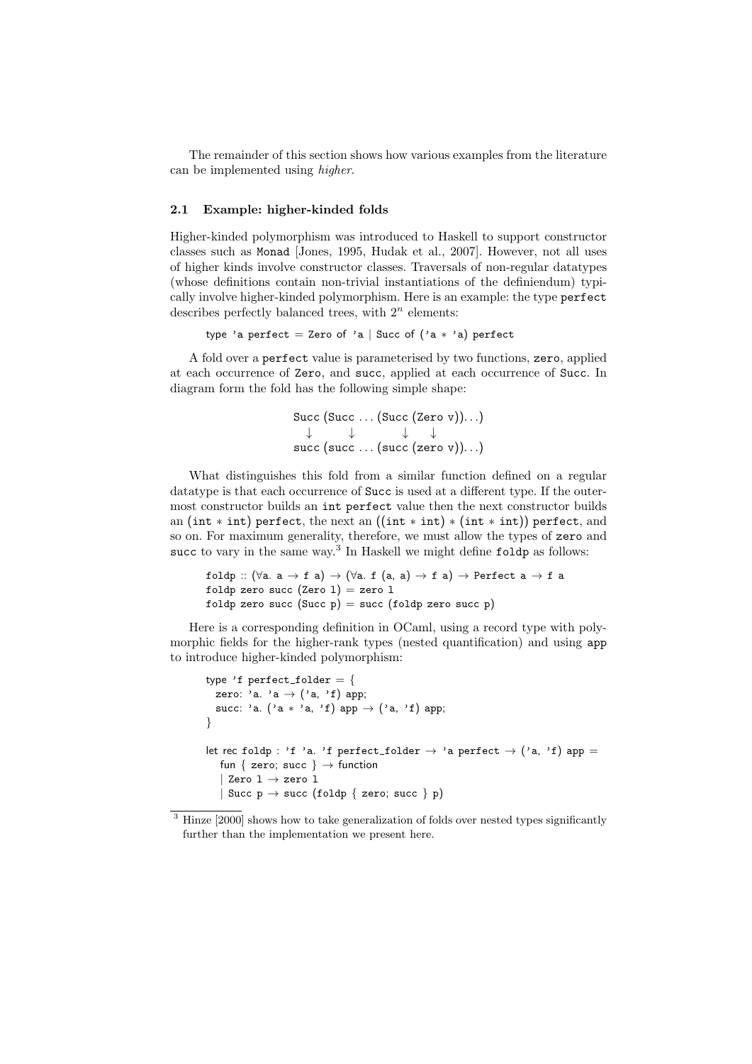The remainder of this section shows how various examples from the literature can be implemented using *higher*.

### 2.1 Example: higher-kinded folds

Higher-kinded polymorphism was introduced to Haskell to support constructor classes such as `Monad` [Jones, 1995, Hudak et al., 2007]. However, not all uses of higher kinds involve constructor classes. Traversals of non-regular datatypes (whose definitions contain non-trivial instantiations of the definiendum) typically involve higher-kinded polymorphism. Here is an example: the type `perfect` describes perfectly balanced trees, with $2^n$ elements:

```
type 'a perfect = Zero of 'a | Succ of ('a * 'a) perfect
```

A fold over a `perfect` value is parameterised by two functions, `zero`, applied at each occurrence of `Zero`, and `succ`, applied at each occurrence of `Succ`. In diagram form the fold has the following simple shape:

```
Succ (Succ ... (Succ (Zero v))...)
  ↓     ↓         ↓     ↓
succ (succ ... (succ (zero v))...)
```

What distinguishes this fold from a similar function defined on a regular datatype is that each occurrence of `Succ` is used at a different type. If the outermost constructor builds an `int perfect` value then the next constructor builds an `(int * int) perfect`, the next an `((int * int) * (int * int)) perfect`, and so on. For maximum generality, therefore, we must allow the types of `zero` and `succ` to vary in the same way.[3] In Haskell we might define `foldp` as follows:

```
foldp :: (∀a. a → f a) → (∀a. f (a, a) → f a) → Perfect a → f a
foldp zero succ (Zero l) = zero l
foldp zero succ (Succ p) = succ (foldp zero succ p)
```

Here is a corresponding definition in OCaml, using a record type with polymorphic fields for the higher-rank types (nested quantification) and using `app` to introduce higher-kinded polymorphism:

```
type 'f perfect_folder = {
  zero: 'a. 'a → ('a, 'f) app;
  succ: 'a. ('a * 'a, 'f) app → ('a, 'f) app;
}

let rec foldp : 'f 'a. 'f perfect_folder → 'a perfect → ('a, 'f) app =
   fun { zero; succ } → function
   | Zero l → zero l
   | Succ p → succ (foldp { zero; succ } p)
```

[3] Hinze [2000] shows how to take generalization of folds over nested types significantly further than the implementation we present here.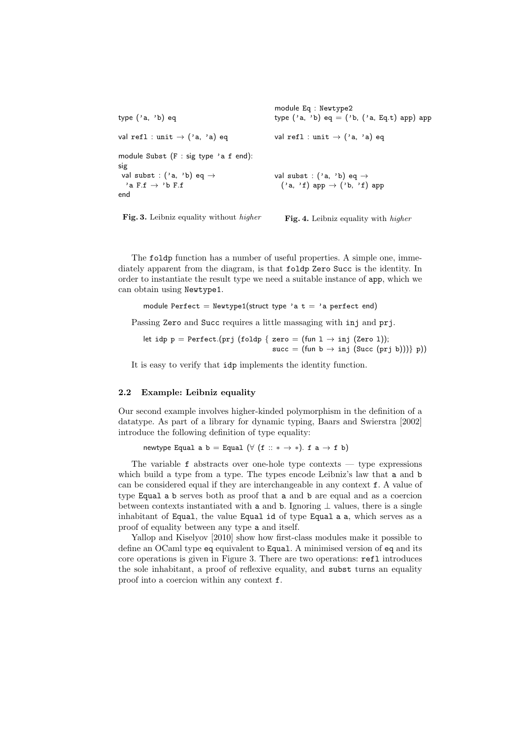```
type ('a, 'b) eq

val refl : unit → ('a, 'a) eq

module Subst (F : sig type 'a f end):
sig
 val subst : ('a, 'b) eq →
  'a F.f → 'b F.f
end
```

**Fig. 3.** Leibniz equality without *higher*

```
module Eq : Newtype2
type ('a, 'b) eq = ('b, ('a, Eq.t) app) app

val refl : unit → ('a, 'a) eq



val subst : ('a, 'b) eq →
  ('a, 'f) app → ('b, 'f) app
```

**Fig. 4.** Leibniz equality with *higher*

The `foldp` function has a number of useful properties. A simple one, immediately apparent from the diagram, is that `foldp Zero Succ` is the identity. In order to instantiate the result type we need a suitable instance of `app`, which we can obtain using `Newtype1`.

```
module Perfect = Newtype1(struct type 'a t = 'a perfect end)
```

Passing `Zero` and `Succ` requires a little massaging with `inj` and `prj`.

```
let idp p = Perfect.(prj (foldp { zero = (fun l → inj (Zero l));
                                  succ = (fun b → inj (Succ (prj b)))} p))
```

It is easy to verify that `idp` implements the identity function.

### 2.2 Example: Leibniz equality

Our second example involves higher-kinded polymorphism in the definition of a datatype. As part of a library for dynamic typing, Baars and Swierstra [2002] introduce the following definition of type equality:

```
newtype Equal a b = Equal (∀ (f :: ∗ → ∗). f a → f b)
```

The variable `f` abstracts over one-hole type contexts — type expressions which build a type from a type. The types encode Leibniz's law that `a` and `b` can be considered equal if they are interchangeable in any context `f`. A value of type `Equal a b` serves both as proof that `a` and `b` are equal and as a coercion between contexts instantiated with `a` and `b`. Ignoring $\perp$ values, there is a single inhabitant of `Equal`, the value `Equal id` of type `Equal a a`, which serves as a proof of equality between any type `a` and itself.

Yallop and Kiselyov [2010] show how first-class modules make it possible to define an OCaml type `eq` equivalent to `Equal`. A minimised version of `eq` and its core operations is given in Figure 3. There are two operations: `refl` introduces the sole inhabitant, a proof of reflexive equality, and `subst` turns an equality proof into a coercion within any context `f`.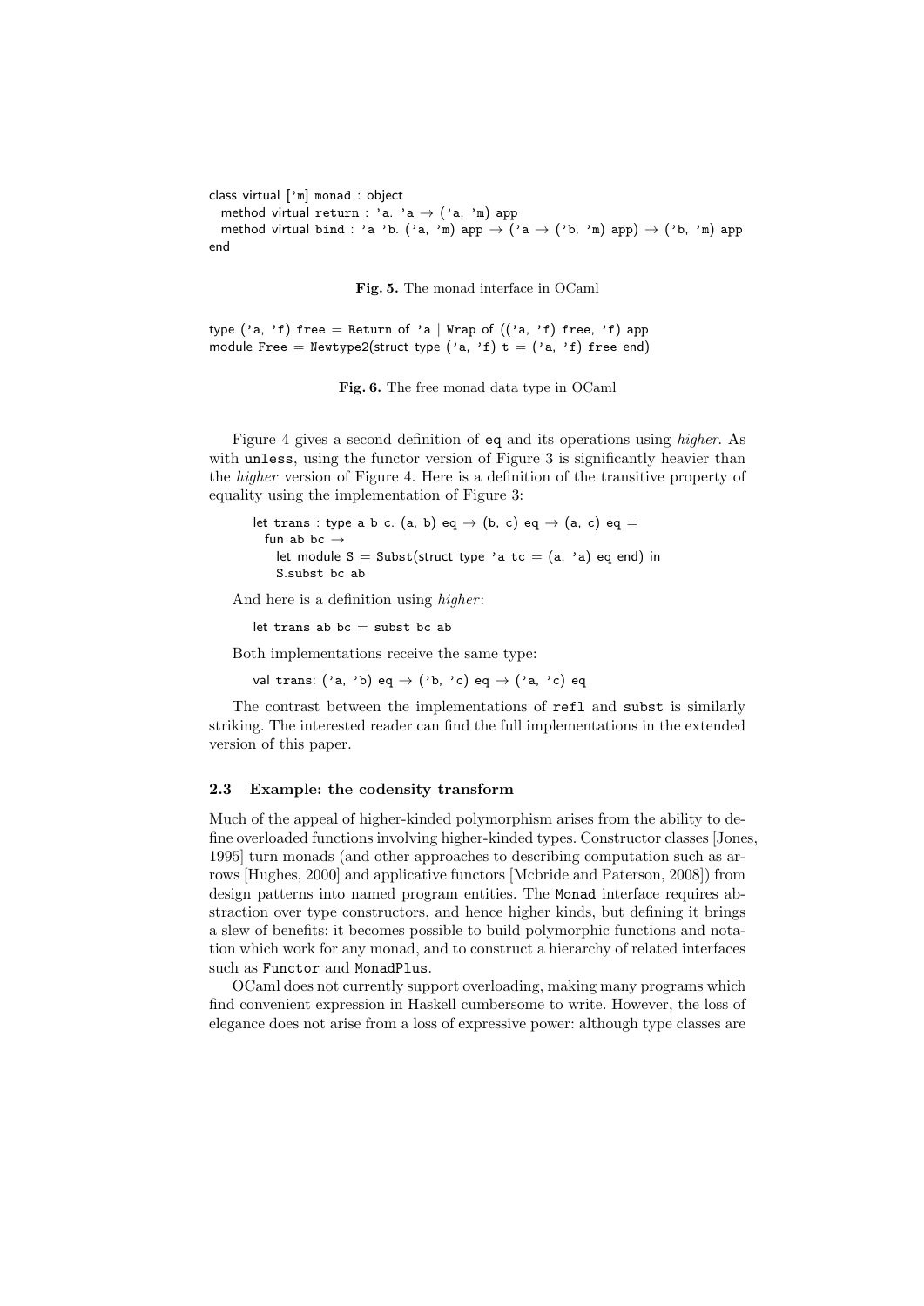```
class virtual ['m] monad : object
  method virtual return : 'a. 'a → ('a, 'm) app
  method virtual bind : 'a 'b. ('a, 'm) app → ('a → ('b, 'm) app) → ('b, 'm) app
end
```

**Fig. 5.** The monad interface in OCaml

```
type ('a, 'f) free = Return of 'a | Wrap of (('a, 'f) free, 'f) app
module Free = Newtype2(struct type ('a, 'f) t = ('a, 'f) free end)
```

**Fig. 6.** The free monad data type in OCaml

Figure 4 gives a second definition of eq and its operations using *higher*. As with unless, using the functor version of Figure 3 is significantly heavier than the *higher* version of Figure 4. Here is a definition of the transitive property of equality using the implementation of Figure 3:

```
let trans : type a b c. (a, b) eq → (b, c) eq → (a, c) eq =
  fun ab bc →
    let module S = Subst(struct type 'a tc = (a, 'a) eq end) in
    S.subst bc ab
```

And here is a definition using *higher*:

```
let trans ab bc = subst bc ab
```

Both implementations receive the same type:

```
val trans: ('a, 'b) eq → ('b, 'c) eq → ('a, 'c) eq
```

The contrast between the implementations of refl and subst is similarly striking. The interested reader can find the full implementations in the extended version of this paper.

### 2.3 Example: the codensity transform

Much of the appeal of higher-kinded polymorphism arises from the ability to define overloaded functions involving higher-kinded types. Constructor classes [Jones, 1995] turn monads (and other approaches to describing computation such as arrows [Hughes, 2000] and applicative functors [Mcbride and Paterson, 2008]) from design patterns into named program entities. The Monad interface requires abstraction over type constructors, and hence higher kinds, but defining it brings a slew of benefits: it becomes possible to build polymorphic functions and notation which work for any monad, and to construct a hierarchy of related interfaces such as Functor and MonadPlus.

OCaml does not currently support overloading, making many programs which find convenient expression in Haskell cumbersome to write. However, the loss of elegance does not arise from a loss of expressive power: although type classes are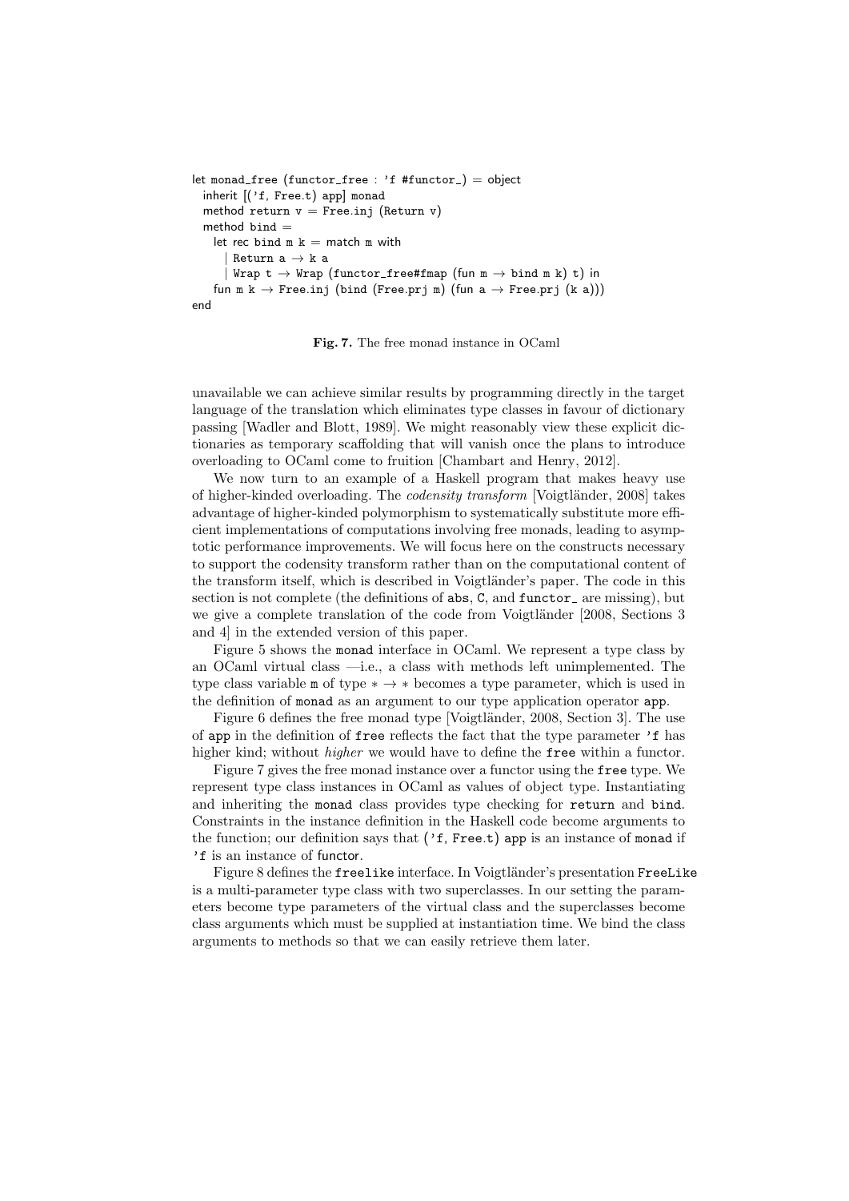```
let monad_free (functor_free : 'f #functor_) = object
  inherit [('f, Free.t) app] monad
  method return v = Free.inj (Return v)
  method bind =
    let rec bind m k = match m with
      | Return a → k a
      | Wrap t → Wrap (functor_free#fmap (fun m → bind m k) t) in
    fun m k → Free.inj (bind (Free.prj m) (fun a → Free.prj (k a)))
end
```

**Fig. 7.** The free monad instance in OCaml

unavailable we can achieve similar results by programming directly in the target language of the translation which eliminates type classes in favour of dictionary passing [Wadler and Blott, 1989]. We might reasonably view these explicit dictionaries as temporary scaffolding that will vanish once the plans to introduce overloading to OCaml come to fruition [Chambart and Henry, 2012].

We now turn to an example of a Haskell program that makes heavy use of higher-kinded overloading. The *codensity transform* [Voigtländer, 2008] takes advantage of higher-kinded polymorphism to systematically substitute more efficient implementations of computations involving free monads, leading to asymptotic performance improvements. We will focus here on the constructs necessary to support the codensity transform rather than on the computational content of the transform itself, which is described in Voigtländer's paper. The code in this section is not complete (the definitions of `abs`, `C`, and `functor_` are missing), but we give a complete translation of the code from Voigtländer [2008, Sections 3 and 4] in the extended version of this paper.

Figure 5 shows the `monad` interface in OCaml. We represent a type class by an OCaml virtual class —i.e., a class with methods left unimplemented. The type class variable `m` of type $* \to *$ becomes a type parameter, which is used in the definition of `monad` as an argument to our type application operator `app`.

Figure 6 defines the free monad type [Voigtländer, 2008, Section 3]. The use of `app` in the definition of `free` reflects the fact that the type parameter `'f` has higher kind; without *higher* we would have to define the `free` within a functor.

Figure 7 gives the free monad instance over a functor using the `free` type. We represent type class instances in OCaml as values of object type. Instantiating and inheriting the `monad` class provides type checking for `return` and `bind`. Constraints in the instance definition in the Haskell code become arguments to the function; our definition says that `('f, Free.t) app` is an instance of `monad` if `'f` is an instance of functor.

Figure 8 defines the `freelike` interface. In Voigtländer's presentation `FreeLike` is a multi-parameter type class with two superclasses. In our setting the parameters become type parameters of the virtual class and the superclasses become class arguments which must be supplied at instantiation time. We bind the class arguments to methods so that we can easily retrieve them later.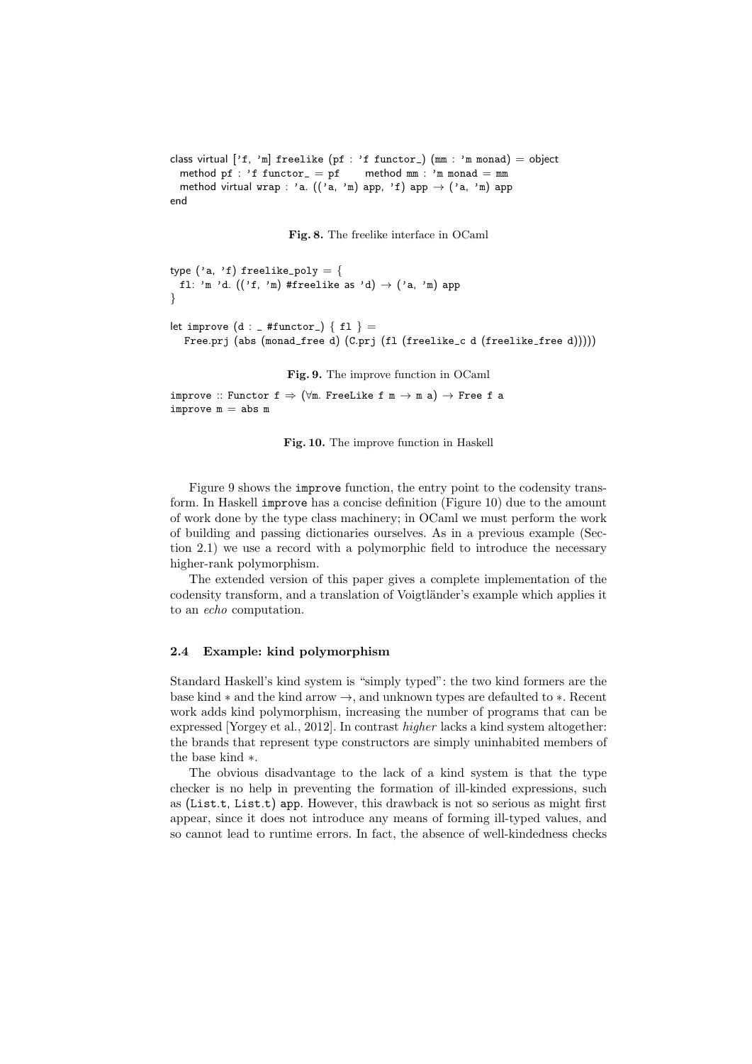```
class virtual ['f, 'm] freelike (pf : 'f functor_) (mm : 'm monad) = object
  method pf : 'f functor_ = pf     method mm : 'm monad = mm
  method virtual wrap : 'a. (('a, 'm) app, 'f) app → ('a, 'm) app
end
```

**Fig. 8.** The freelike interface in OCaml

```
type ('a, 'f) freelike_poly = {
  fl: 'm 'd. (('f, 'm) #freelike as 'd) → ('a, 'm) app
}

let improve (d : _ #functor_) { fl } =
  Free.prj (abs (monad_free d) (C.prj (fl (freelike_c d (freelike_free d)))))
```

**Fig. 9.** The improve function in OCaml

```
improve :: Functor f ⇒ (∀m. FreeLike f m → m a) → Free f a
improve m = abs m
```

**Fig. 10.** The improve function in Haskell

Figure 9 shows the `improve` function, the entry point to the codensity transform. In Haskell `improve` has a concise definition (Figure 10) due to the amount of work done by the type class machinery; in OCaml we must perform the work of building and passing dictionaries ourselves. As in a previous example (Section 2.1) we use a record with a polymorphic field to introduce the necessary higher-rank polymorphism.

The extended version of this paper gives a complete implementation of the codensity transform, and a translation of Voigtländer's example which applies it to an *echo* computation.

### 2.4 Example: kind polymorphism

Standard Haskell's kind system is "simply typed": the two kind formers are the base kind $*$ and the kind arrow $\rightarrow$, and unknown types are defaulted to $*$. Recent work adds kind polymorphism, increasing the number of programs that can be expressed [Yorgey et al., 2012]. In contrast *higher* lacks a kind system altogether: the brands that represent type constructors are simply uninhabited members of the base kind $*$.

The obvious disadvantage to the lack of a kind system is that the type checker is no help in preventing the formation of ill-kinded expressions, such as (List.t, List.t) app. However, this drawback is not so serious as might first appear, since it does not introduce any means of forming ill-typed values, and so cannot lead to runtime errors. In fact, the absence of well-kindedness checks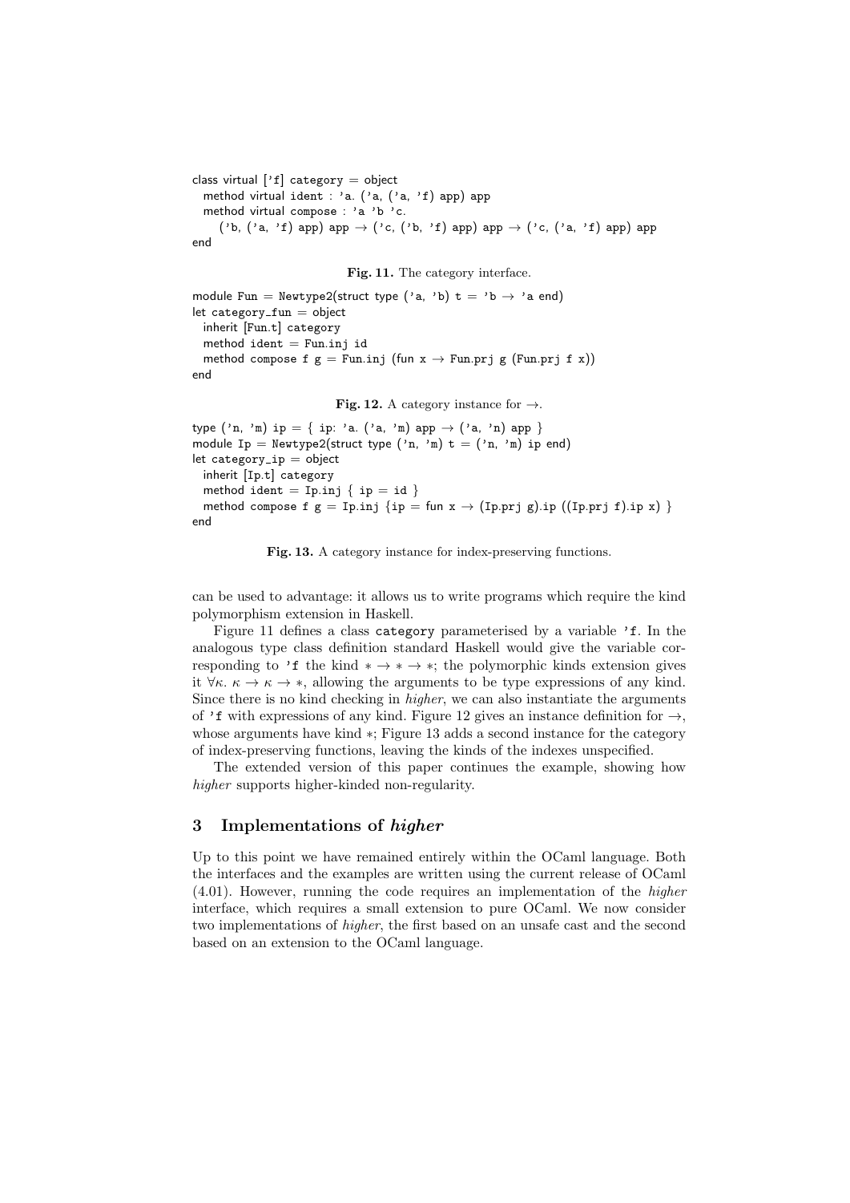```
class virtual ['f] category = object
  method virtual ident : 'a. ('a, ('a, 'f) app) app
  method virtual compose : 'a 'b 'c.
    ('b, ('a, 'f) app) app → ('c, ('b, 'f) app) app → ('c, ('a, 'f) app) app
end
```

**Fig. 11.** The category interface.

```
module Fun = Newtype2(struct type ('a, 'b) t = 'b → 'a end)
let category_fun = object
  inherit [Fun.t] category
  method ident = Fun.inj id
  method compose f g = Fun.inj (fun x → Fun.prj g (Fun.prj f x))
end
```

**Fig. 12.** A category instance for →.

```
type ('n, 'm) ip = { ip: 'a. ('a, 'm) app → ('a, 'n) app }
module Ip = Newtype2(struct type ('n, 'm) t = ('n, 'm) ip end)
let category_ip = object
  inherit [Ip.t] category
  method ident = Ip.inj { ip = id }
  method compose f g = Ip.inj {ip = fun x → (Ip.prj g).ip ((Ip.prj f).ip x) }
end
```

**Fig. 13.** A category instance for index-preserving functions.

can be used to advantage: it allows us to write programs which require the kind polymorphism extension in Haskell.

Figure 11 defines a class `category` parameterised by a variable `'f`. In the analogous type class definition standard Haskell would give the variable corresponding to `'f` the kind $* \to * \to *$; the polymorphic kinds extension gives it $\forall\kappa.\ \kappa \to \kappa \to *$, allowing the arguments to be type expressions of any kind. Since there is no kind checking in *higher*, we can also instantiate the arguments of `'f` with expressions of any kind. Figure 12 gives an instance definition for $\to$, whose arguments have kind $*$; Figure 13 adds a second instance for the category of index-preserving functions, leaving the kinds of the indexes unspecified.

The extended version of this paper continues the example, showing how *higher* supports higher-kinded non-regularity.

## 3 Implementations of *higher*

Up to this point we have remained entirely within the OCaml language. Both the interfaces and the examples are written using the current release of OCaml (4.01). However, running the code requires an implementation of the *higher* interface, which requires a small extension to pure OCaml. We now consider two implementations of *higher*, the first based on an unsafe cast and the second based on an extension to the OCaml language.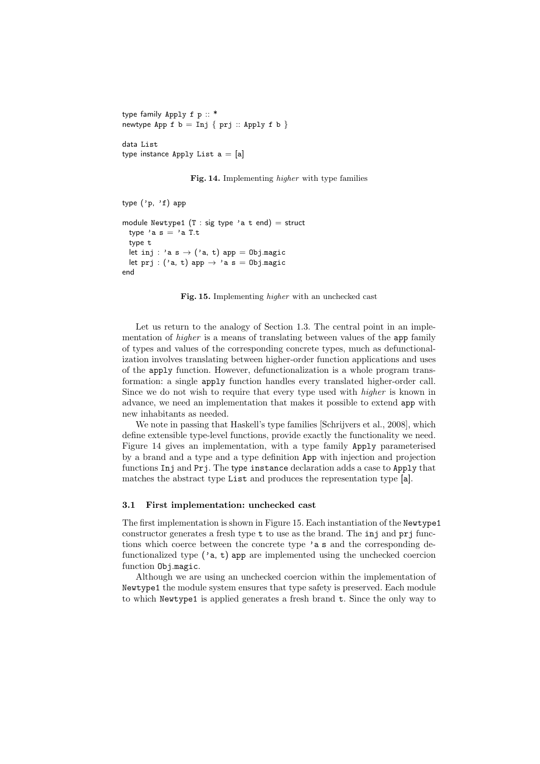```
type family Apply f p :: *
newtype App f b = Inj { prj :: Apply f b }

data List
type instance Apply List a = [a]
```

**Fig. 14.** Implementing *higher* with type families

```
type ('p, 'f) app

module Newtype1 (T : sig type 'a t end) = struct
  type 'a s = 'a T.t
  type t
  let inj : 'a s → ('a, t) app = Obj.magic
  let prj : ('a, t) app → 'a s = Obj.magic
end
```

**Fig. 15.** Implementing *higher* with an unchecked cast

Let us return to the analogy of Section 1.3. The central point in an implementation of *higher* is a means of translating between values of the `app` family of types and values of the corresponding concrete types, much as defunctionalization involves translating between higher-order function applications and uses of the `apply` function. However, defunctionalization is a whole program transformation: a single `apply` function handles every translated higher-order call. Since we do not wish to require that every type used with *higher* is known in advance, we need an implementation that makes it possible to extend `app` with new inhabitants as needed.

We note in passing that Haskell's type families [Schrijvers et al., 2008], which define extensible type-level functions, provide exactly the functionality we need. Figure 14 gives an implementation, with a type family `Apply` parameterised by a brand and a type and a type definition `App` with injection and projection functions `Inj` and `Prj`. The `type instance` declaration adds a case to `Apply` that matches the abstract type `List` and produces the representation type `[a]`.

### 3.1 First implementation: unchecked cast

The first implementation is shown in Figure 15. Each instantiation of the `Newtype1` constructor generates a fresh type `t` to use as the brand. The `inj` and `prj` functions which coerce between the concrete type `'a s` and the corresponding defunctionalized type `('a, t) app` are implemented using the unchecked coercion function `Obj.magic`.

Although we are using an unchecked coercion within the implementation of `Newtype1` the module system ensures that type safety is preserved. Each module to which `Newtype1` is applied generates a fresh brand `t`. Since the only way to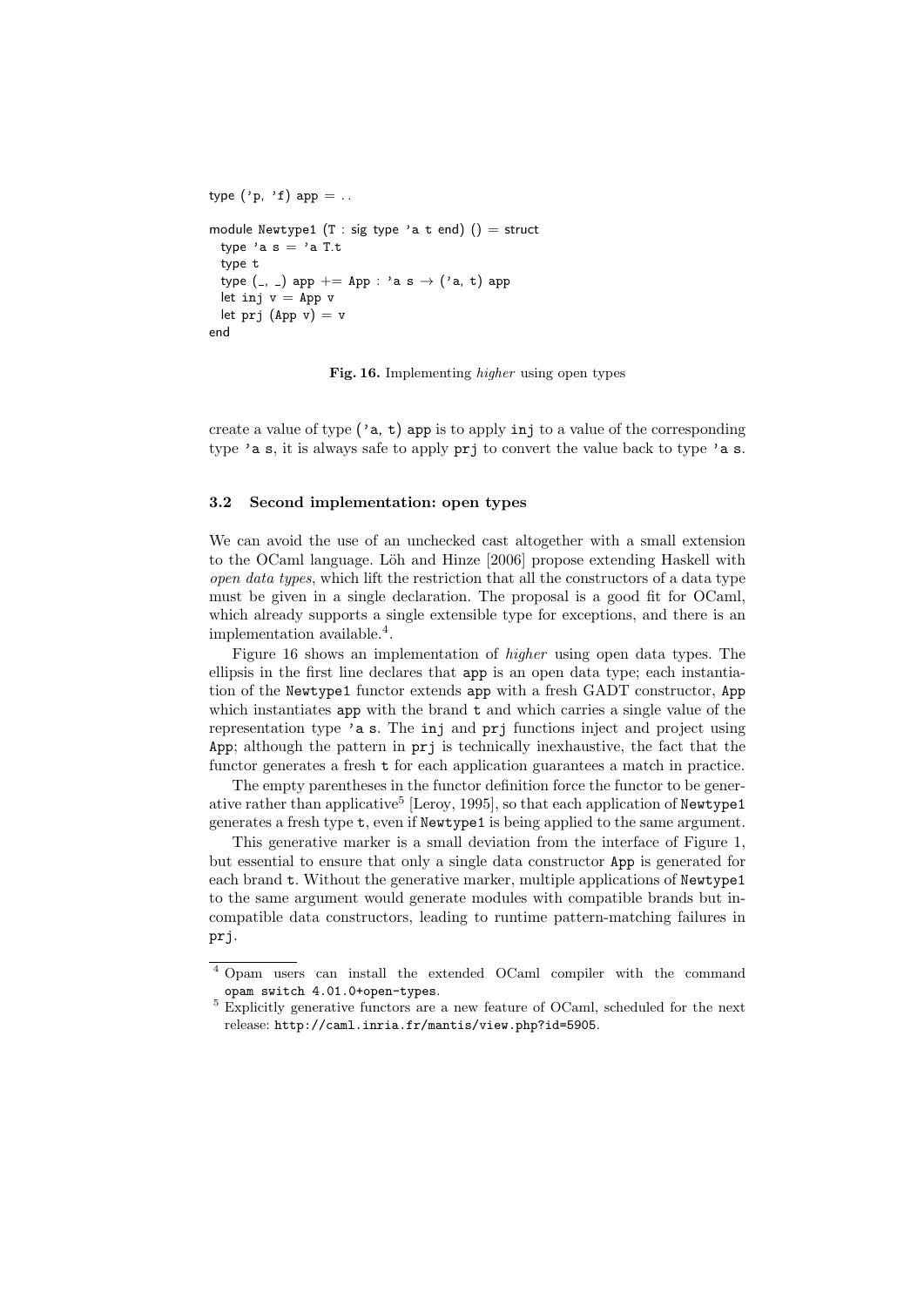```
type ('p, 'f) app = ..

module Newtype1 (T : sig type 'a t end) () = struct
  type 'a s = 'a T.t
  type t
  type (_, _) app += App : 'a s → ('a, t) app
  let inj v = App v
  let prj (App v) = v
end
```

**Fig. 16.** Implementing *higher* using open types

create a value of type `('a, t) app` is to apply `inj` to a value of the corresponding type `'a s`, it is always safe to apply `prj` to convert the value back to type `'a s`.

### 3.2 Second implementation: open types

We can avoid the use of an unchecked cast altogether with a small extension to the OCaml language. Löh and Hinze [2006] propose extending Haskell with *open data types*, which lift the restriction that all the constructors of a data type must be given in a single declaration. The proposal is a good fit for OCaml, which already supports a single extensible type for exceptions, and there is an implementation available.[4].

Figure 16 shows an implementation of *higher* using open data types. The ellipsis in the first line declares that `app` is an open data type; each instantiation of the `Newtype1` functor extends `app` with a fresh GADT constructor, `App` which instantiates `app` with the brand `t` and which carries a single value of the representation type `'a s`. The `inj` and `prj` functions inject and project using `App`; although the pattern in `prj` is technically inexhaustive, the fact that the functor generates a fresh `t` for each application guarantees a match in practice.

The empty parentheses in the functor definition force the functor to be generative rather than applicative[5] [Leroy, 1995], so that each application of `Newtype1` generates a fresh type `t`, even if `Newtype1` is being applied to the same argument.

This generative marker is a small deviation from the interface of Figure 1, but essential to ensure that only a single data constructor `App` is generated for each brand `t`. Without the generative marker, multiple applications of `Newtype1` to the same argument would generate modules with compatible brands but incompatible data constructors, leading to runtime pattern-matching failures in `prj`.

---

[4] Opam users can install the extended OCaml compiler with the command `opam switch 4.01.0+open-types`.

[5] Explicitly generative functors are a new feature of OCaml, scheduled for the next release: `http://caml.inria.fr/mantis/view.php?id=5905`.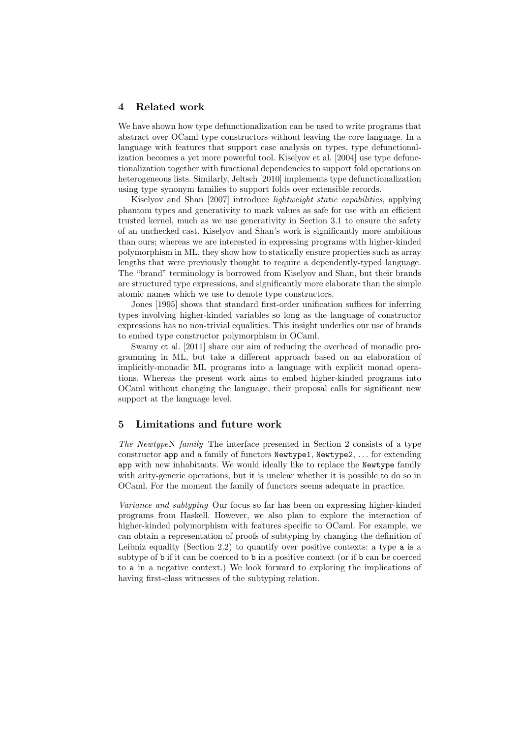## 4 Related work

We have shown how type defunctionalization can be used to write programs that abstract over OCaml type constructors without leaving the core language. In a language with features that support case analysis on types, type defunctionalization becomes a yet more powerful tool. Kiselyov et al. [2004] use type defunctionalization together with functional dependencies to support fold operations on heterogeneous lists. Similarly, Jeltsch [2010] implements type defunctionalization using type synonym families to support folds over extensible records.

Kiselyov and Shan [2007] introduce *lightweight static capabilities*, applying phantom types and generativity to mark values as safe for use with an efficient trusted kernel, much as we use generativity in Section 3.1 to ensure the safety of an unchecked cast. Kiselyov and Shan's work is significantly more ambitious than ours; whereas we are interested in expressing programs with higher-kinded polymorphism in ML, they show how to statically ensure properties such as array lengths that were previously thought to require a dependently-typed language. The "brand" terminology is borrowed from Kiselyov and Shan, but their brands are structured type expressions, and significantly more elaborate than the simple atomic names which we use to denote type constructors.

Jones [1995] shows that standard first-order unification suffices for inferring types involving higher-kinded variables so long as the language of constructor expressions has no non-trivial equalities. This insight underlies our use of brands to embed type constructor polymorphism in OCaml.

Swamy et al. [2011] share our aim of reducing the overhead of monadic programming in ML, but take a different approach based on an elaboration of implicitly-monadic ML programs into a language with explicit monad operations. Whereas the present work aims to embed higher-kinded programs into OCaml without changing the language, their proposal calls for significant new support at the language level.

## 5 Limitations and future work

*The Newtype*N *family* The interface presented in Section 2 consists of a type constructor `app` and a family of functors `Newtype1`, `Newtype2`, ... for extending `app` with new inhabitants. We would ideally like to replace the `Newtype` family with arity-generic operations, but it is unclear whether it is possible to do so in OCaml. For the moment the family of functors seems adequate in practice.

*Variance and subtyping* Our focus so far has been on expressing higher-kinded programs from Haskell. However, we also plan to explore the interaction of higher-kinded polymorphism with features specific to OCaml. For example, we can obtain a representation of proofs of subtyping by changing the definition of Leibniz equality (Section 2.2) to quantify over positive contexts: a type `a` is a subtype of `b` if it can be coerced to `b` in a positive context (or if `b` can be coerced to `a` in a negative context.) We look forward to exploring the implications of having first-class witnesses of the subtyping relation.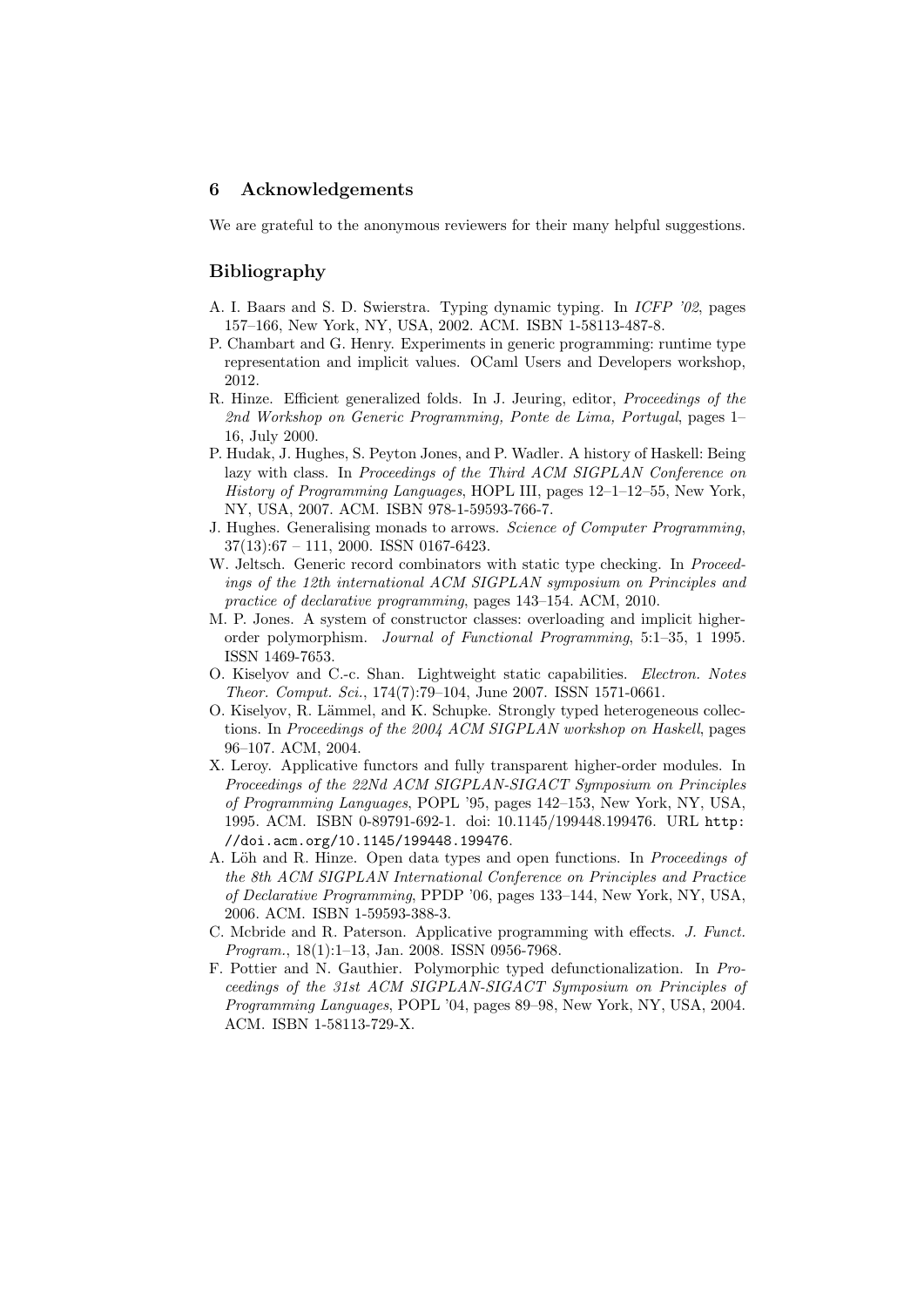## 6 Acknowledgements

We are grateful to the anonymous reviewers for their many helpful suggestions.

## Bibliography

A. I. Baars and S. D. Swierstra. Typing dynamic typing. In *ICFP '02*, pages 157–166, New York, NY, USA, 2002. ACM. ISBN 1-58113-487-8.

P. Chambart and G. Henry. Experiments in generic programming: runtime type representation and implicit values. OCaml Users and Developers workshop, 2012.

R. Hinze. Efficient generalized folds. In J. Jeuring, editor, *Proceedings of the 2nd Workshop on Generic Programming, Ponte de Lima, Portugal*, pages 1–16, July 2000.

P. Hudak, J. Hughes, S. Peyton Jones, and P. Wadler. A history of Haskell: Being lazy with class. In *Proceedings of the Third ACM SIGPLAN Conference on History of Programming Languages*, HOPL III, pages 12–1–12–55, New York, NY, USA, 2007. ACM. ISBN 978-1-59593-766-7.

J. Hughes. Generalising monads to arrows. *Science of Computer Programming*, 37(13):67 – 111, 2000. ISSN 0167-6423.

W. Jeltsch. Generic record combinators with static type checking. In *Proceedings of the 12th international ACM SIGPLAN symposium on Principles and practice of declarative programming*, pages 143–154. ACM, 2010.

M. P. Jones. A system of constructor classes: overloading and implicit higher-order polymorphism. *Journal of Functional Programming*, 5:1–35, 1 1995. ISSN 1469-7653.

O. Kiselyov and C.-c. Shan. Lightweight static capabilities. *Electron. Notes Theor. Comput. Sci.*, 174(7):79–104, June 2007. ISSN 1571-0661.

O. Kiselyov, R. Lämmel, and K. Schupke. Strongly typed heterogeneous collections. In *Proceedings of the 2004 ACM SIGPLAN workshop on Haskell*, pages 96–107. ACM, 2004.

X. Leroy. Applicative functors and fully transparent higher-order modules. In *Proceedings of the 22Nd ACM SIGPLAN-SIGACT Symposium on Principles of Programming Languages*, POPL '95, pages 142–153, New York, NY, USA, 1995. ACM. ISBN 0-89791-692-1. doi: 10.1145/199448.199476. URL `http://doi.acm.org/10.1145/199448.199476`.

A. Löh and R. Hinze. Open data types and open functions. In *Proceedings of the 8th ACM SIGPLAN International Conference on Principles and Practice of Declarative Programming*, PPDP '06, pages 133–144, New York, NY, USA, 2006. ACM. ISBN 1-59593-388-3.

C. Mcbride and R. Paterson. Applicative programming with effects. *J. Funct. Program.*, 18(1):1–13, Jan. 2008. ISSN 0956-7968.

F. Pottier and N. Gauthier. Polymorphic typed defunctionalization. In *Proceedings of the 31st ACM SIGPLAN-SIGACT Symposium on Principles of Programming Languages*, POPL '04, pages 89–98, New York, NY, USA, 2004. ACM. ISBN 1-58113-729-X.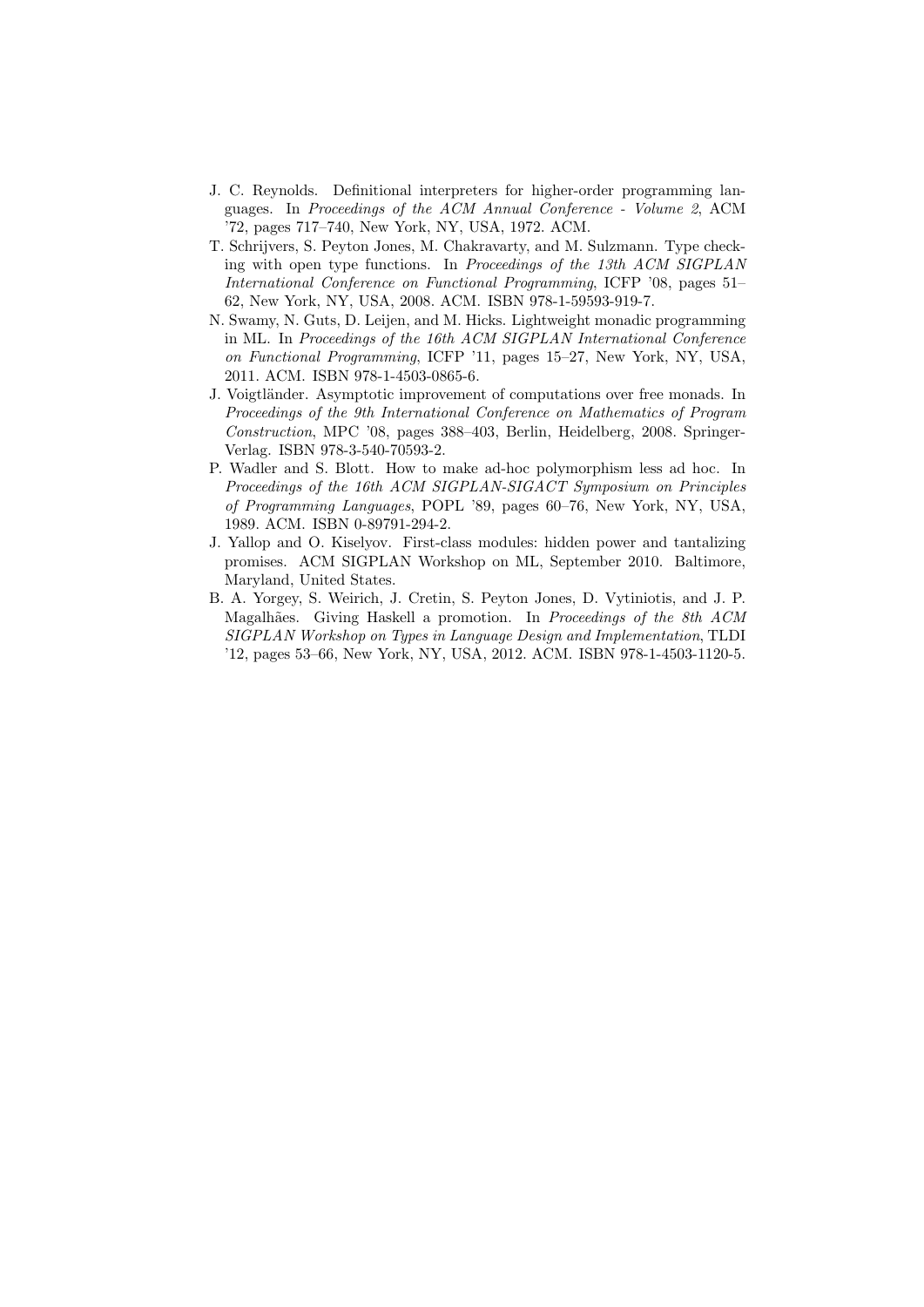J. C. Reynolds. Definitional interpreters for higher-order programming languages. In *Proceedings of the ACM Annual Conference - Volume 2*, ACM '72, pages 717–740, New York, NY, USA, 1972. ACM.

T. Schrijvers, S. Peyton Jones, M. Chakravarty, and M. Sulzmann. Type checking with open type functions. In *Proceedings of the 13th ACM SIGPLAN International Conference on Functional Programming*, ICFP '08, pages 51–62, New York, NY, USA, 2008. ACM. ISBN 978-1-59593-919-7.

N. Swamy, N. Guts, D. Leijen, and M. Hicks. Lightweight monadic programming in ML. In *Proceedings of the 16th ACM SIGPLAN International Conference on Functional Programming*, ICFP '11, pages 15–27, New York, NY, USA, 2011. ACM. ISBN 978-1-4503-0865-6.

J. Voigtländer. Asymptotic improvement of computations over free monads. In *Proceedings of the 9th International Conference on Mathematics of Program Construction*, MPC '08, pages 388–403, Berlin, Heidelberg, 2008. Springer-Verlag. ISBN 978-3-540-70593-2.

P. Wadler and S. Blott. How to make ad-hoc polymorphism less ad hoc. In *Proceedings of the 16th ACM SIGPLAN-SIGACT Symposium on Principles of Programming Languages*, POPL '89, pages 60–76, New York, NY, USA, 1989. ACM. ISBN 0-89791-294-2.

J. Yallop and O. Kiselyov. First-class modules: hidden power and tantalizing promises. ACM SIGPLAN Workshop on ML, September 2010. Baltimore, Maryland, United States.

B. A. Yorgey, S. Weirich, J. Cretin, S. Peyton Jones, D. Vytiniotis, and J. P. Magalhães. Giving Haskell a promotion. In *Proceedings of the 8th ACM SIGPLAN Workshop on Types in Language Design and Implementation*, TLDI '12, pages 53–66, New York, NY, USA, 2012. ACM. ISBN 978-1-4503-1120-5.